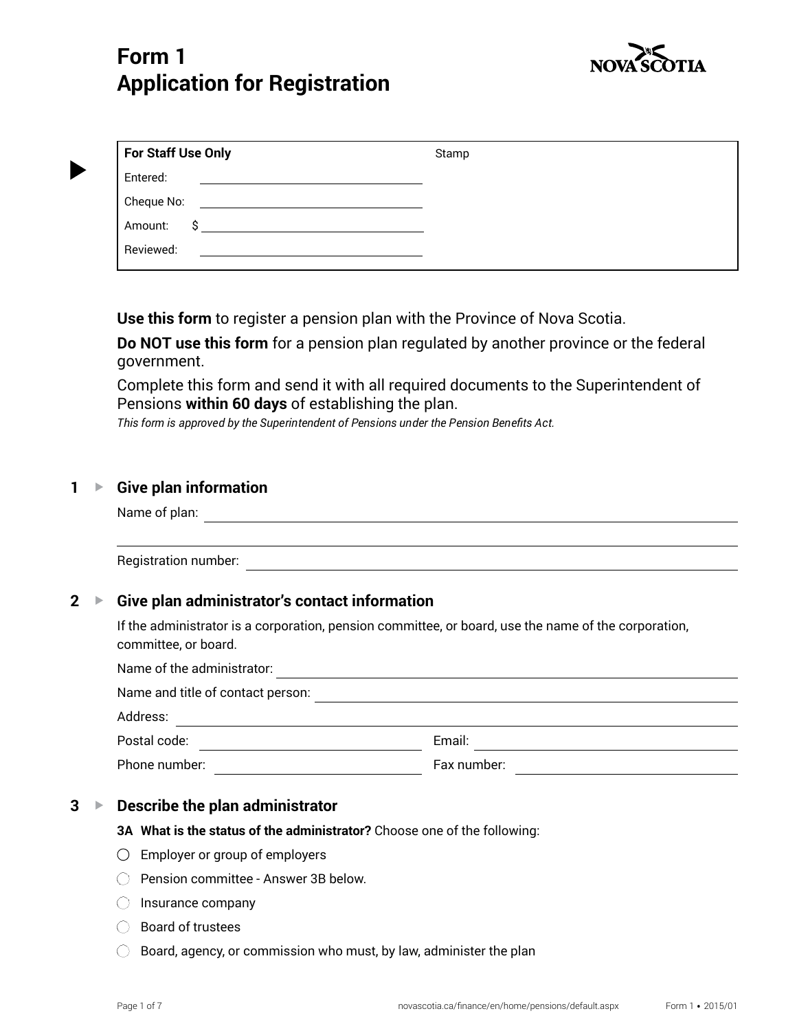# Form 1
# Application for Registration

NOVA SCOTIA

| For Staff Use Only | Stamp |
| --- | --- |
| Entered: ______________ | |
| Cheque No: ______________ | |
| Amount: $ ______________ | |
| Reviewed: ______________ | |

**Use this form** to register a pension plan with the Province of Nova Scotia.

**Do NOT use this form** for a pension plan regulated by another province or the federal government.

Complete this form and send it with all required documents to the Superintendent of Pensions **within 60 days** of establishing the plan.

*This form is approved by the Superintendent of Pensions under the Pension Benefits Act.*

## 1 ▸ Give plan information

Name of plan: ______________________________

______________________________

Registration number: ______________________________

## 2 ▸ Give plan administrator's contact information

If the administrator is a corporation, pension committee, or board, use the name of the corporation, committee, or board.

Name of the administrator: ______________________________

Name and title of contact person: ______________________________

Address: ______________________________

Postal code: ______________ Email: ______________

Phone number: ______________ Fax number: ______________

## 3 ▸ Describe the plan administrator

**3A What is the status of the administrator?** Choose one of the following:

- ○ Employer or group of employers
- ○ Pension committee - Answer 3B below.
- ○ Insurance company
- ○ Board of trustees
- ○ Board, agency, or commission who must, by law, administer the plan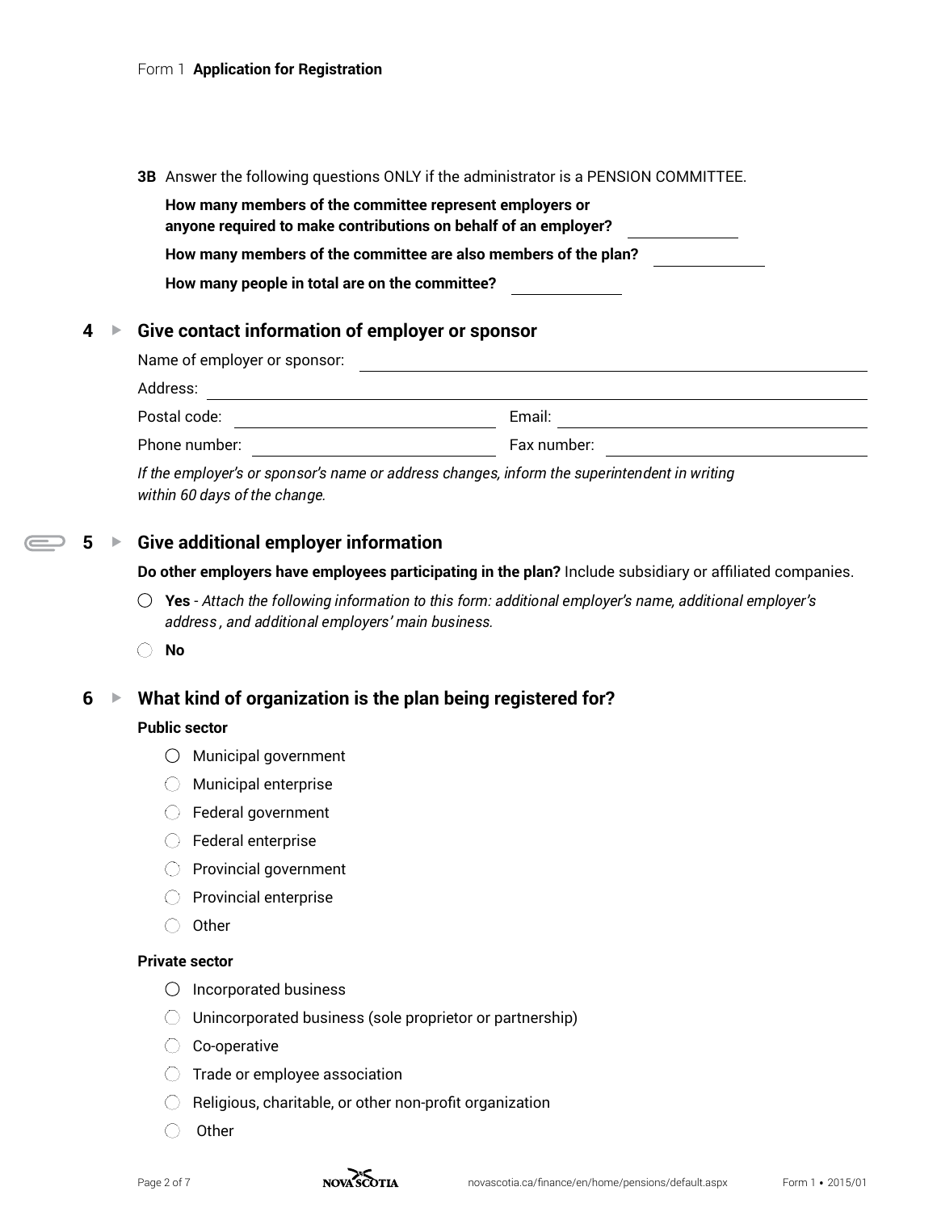**3B** Answer the following questions ONLY if the administrator is a PENSION COMMITTEE.

**How many members of the committee represent employers or anyone required to make contributions on behalf of an employer?** ____________

**How many members of the committee are also members of the plan?** ____________

**How many people in total are on the committee?** ____________

## 4 ▸ Give contact information of employer or sponsor

Name of employer or sponsor: ____________

Address: ____________

Postal code: ____________ Email: ____________

Phone number: ____________ Fax number: ____________

*If the employer's or sponsor's name or address changes, inform the superintendent in writing within 60 days of the change.*

## 5 ▸ Give additional employer information

**Do other employers have employees participating in the plan?** Include subsidiary or affiliated companies.

- ◯ **Yes** - *Attach the following information to this form: additional employer's name, additional employer's address , and additional employers' main business.*
- ◯ **No**

## 6 ▸ What kind of organization is the plan being registered for?

**Public sector**

- ◯ Municipal government
- ◯ Municipal enterprise
- ◯ Federal government
- ◯ Federal enterprise
- ◯ Provincial government
- ◯ Provincial enterprise
- ◯ Other

**Private sector**

- ◯ Incorporated business
- ◯ Unincorporated business (sole proprietor or partnership)
- ◯ Co-operative
- ◯ Trade or employee association
- ◯ Religious, charitable, or other non-profit organization
- ◯ Other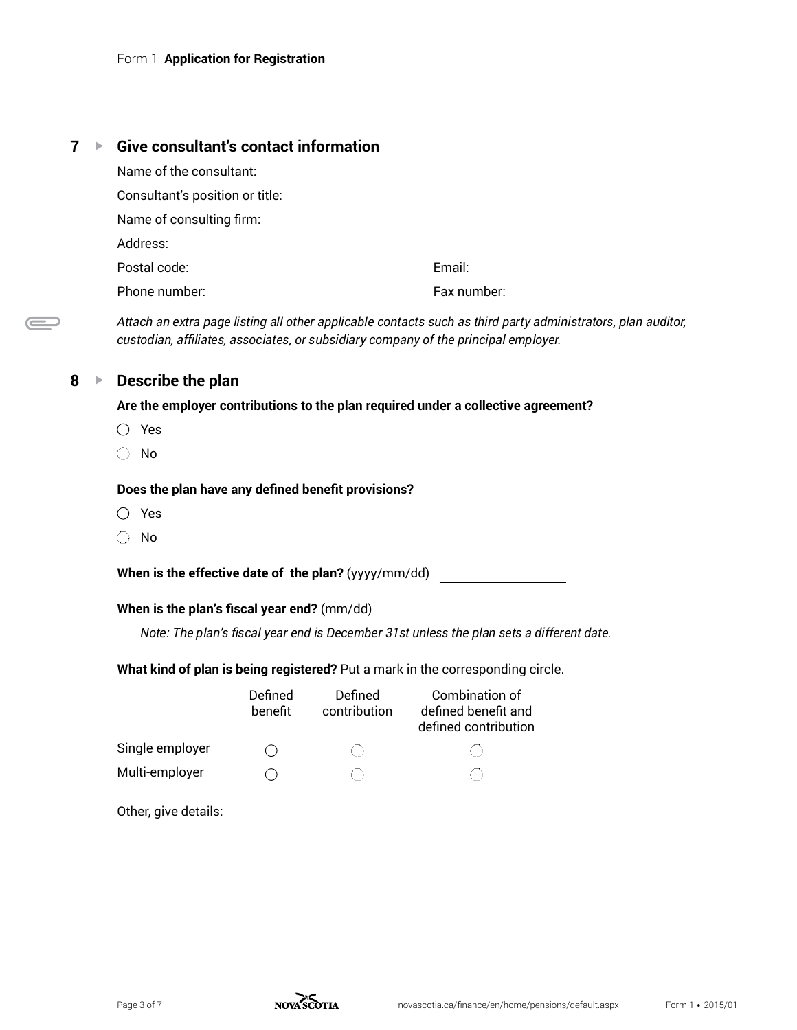Form 1 **Application for Registration**

## 7 ▸ Give consultant's contact information

Name of the consultant: ____________________

Consultant's position or title: ____________________

Name of consulting firm: ____________________

Address: ____________________

Postal code: ____________________ Email: ____________________

Phone number: ____________________ Fax number: ____________________

*Attach an extra page listing all other applicable contacts such as third party administrators, plan auditor, custodian, affiliates, associates, or subsidiary company of the principal employer.*

## 8 ▸ Describe the plan

**Are the employer contributions to the plan required under a collective agreement?**

- ○ Yes
- ○ No

**Does the plan have any defined benefit provisions?**

- ○ Yes
- ○ No

**When is the effective date of the plan?** (yyyy/mm/dd) ____________________

**When is the plan's fiscal year end?** (mm/dd) ____________________

*Note: The plan's fiscal year end is December 31st unless the plan sets a different date.*

**What kind of plan is being registered?** Put a mark in the corresponding circle.

| | Defined benefit | Defined contribution | Combination of defined benefit and defined contribution |
|---|---|---|---|
| Single employer | ○ | ○ | ○ |
| Multi-employer | ○ | ○ | ○ |

Other, give details: ____________________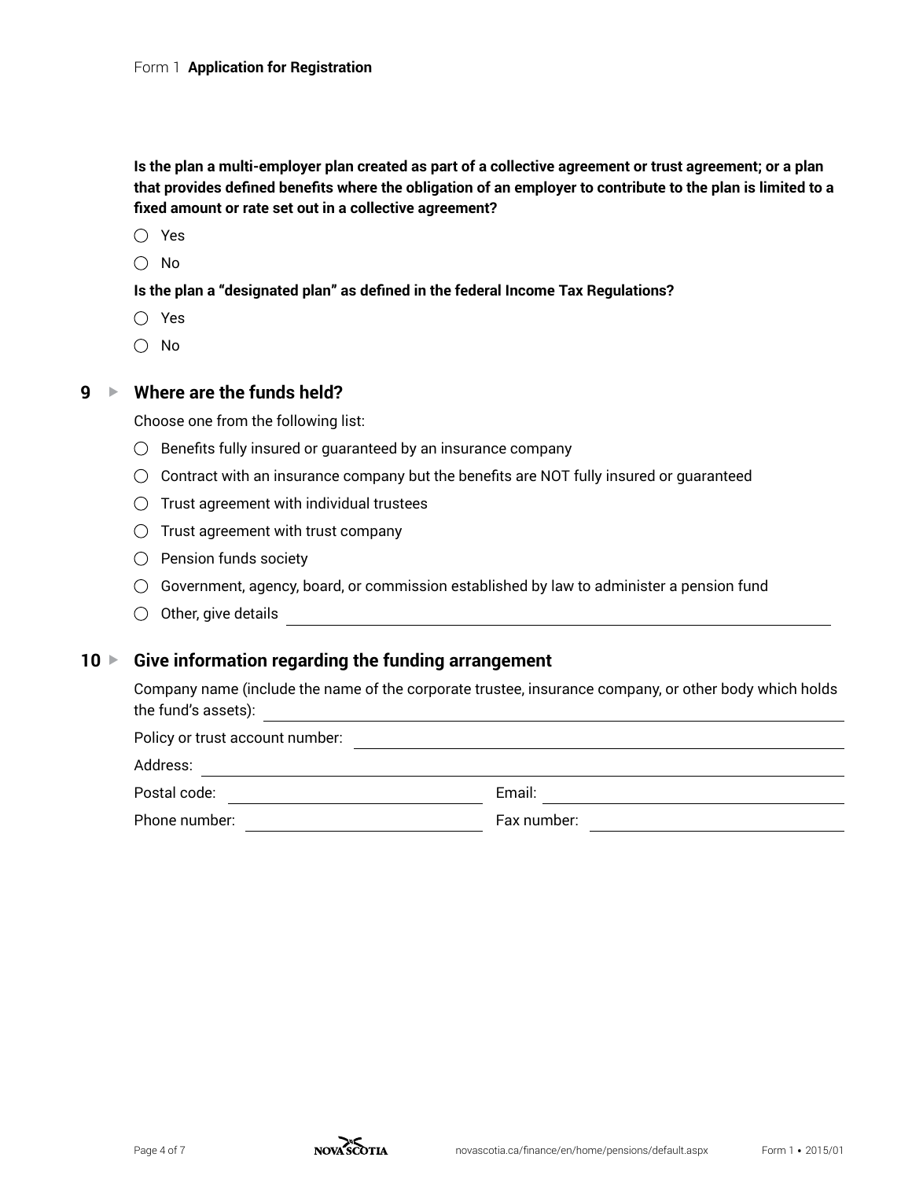**Is the plan a multi-employer plan created as part of a collective agreement or trust agreement; or a plan that provides defined benefits where the obligation of an employer to contribute to the plan is limited to a fixed amount or rate set out in a collective agreement?**

- ◯ Yes
- ◯ No

**Is the plan a "designated plan" as defined in the federal Income Tax Regulations?**

- ◯ Yes
- ◯ No

## 9 ▸ Where are the funds held?

Choose one from the following list:

- ◯ Benefits fully insured or guaranteed by an insurance company
- ◯ Contract with an insurance company but the benefits are NOT fully insured or guaranteed
- ◯ Trust agreement with individual trustees
- ◯ Trust agreement with trust company
- ◯ Pension funds society
- ◯ Government, agency, board, or commission established by law to administer a pension fund
- ◯ Other, give details ______________________________

## 10 ▸ Give information regarding the funding arrangement

Company name (include the name of the corporate trustee, insurance company, or other body which holds the fund's assets): ______________________________

Policy or trust account number: ______________________________

Address: ______________________________

Postal code: ______________ Email: ______________

Phone number: ______________ Fax number: ______________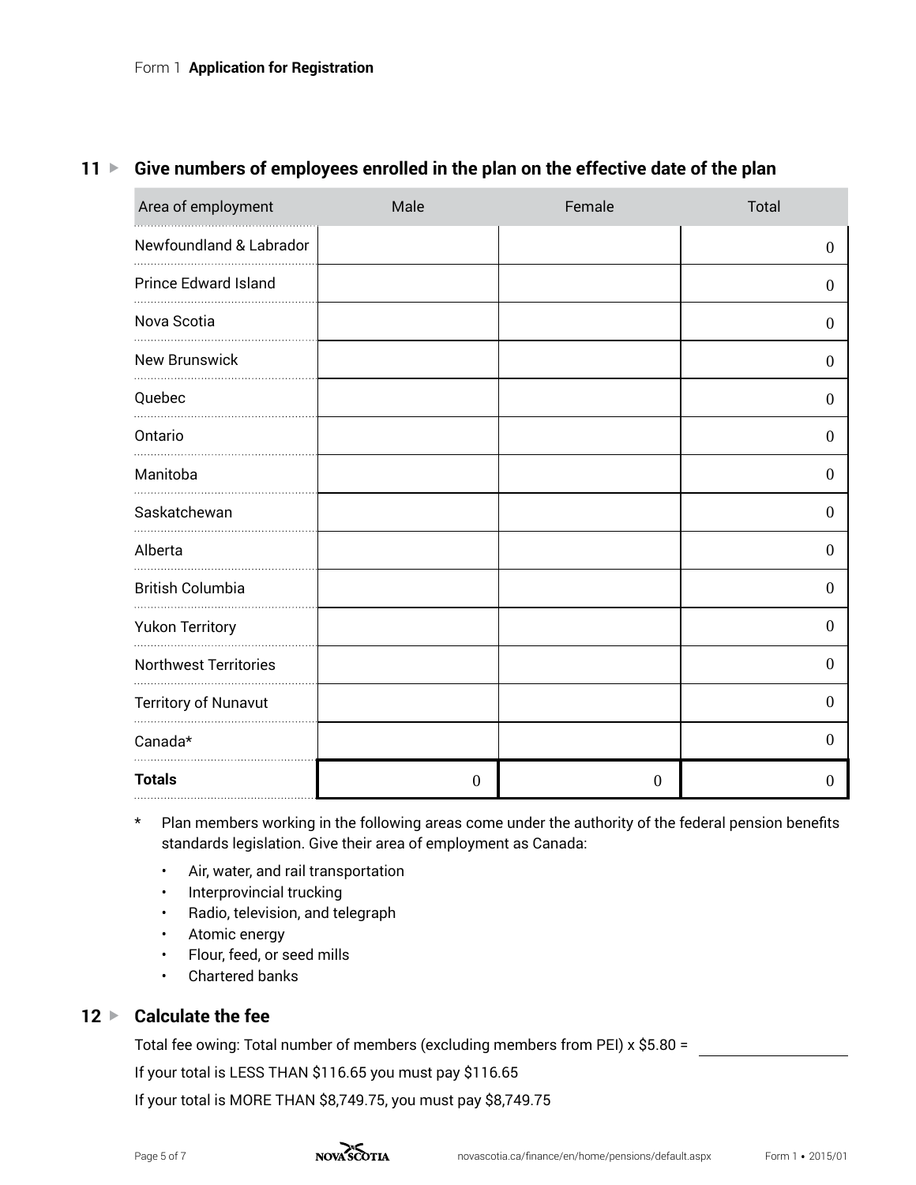Form 1 **Application for Registration**

## 11 ▶ Give numbers of employees enrolled in the plan on the effective date of the plan

| Area of employment | Male | Female | Total |
|---|---|---|---|
| Newfoundland & Labrador | | | 0 |
| Prince Edward Island | | | 0 |
| Nova Scotia | | | 0 |
| New Brunswick | | | 0 |
| Quebec | | | 0 |
| Ontario | | | 0 |
| Manitoba | | | 0 |
| Saskatchewan | | | 0 |
| Alberta | | | 0 |
| British Columbia | | | 0 |
| Yukon Territory | | | 0 |
| Northwest Territories | | | 0 |
| Territory of Nunavut | | | 0 |
| Canada* | | | 0 |
| **Totals** | 0 | 0 | 0 |

\* Plan members working in the following areas come under the authority of the federal pension benefits standards legislation. Give their area of employment as Canada:

- Air, water, and rail transportation
- Interprovincial trucking
- Radio, television, and telegraph
- Atomic energy
- Flour, feed, or seed mills
- Chartered banks

## 12 ▶ Calculate the fee

Total fee owing: Total number of members (excluding members from PEI) x $5.80 = ______________

If your total is LESS THAN $116.65 you must pay $116.65

If your total is MORE THAN $8,749.75, you must pay $8,749.75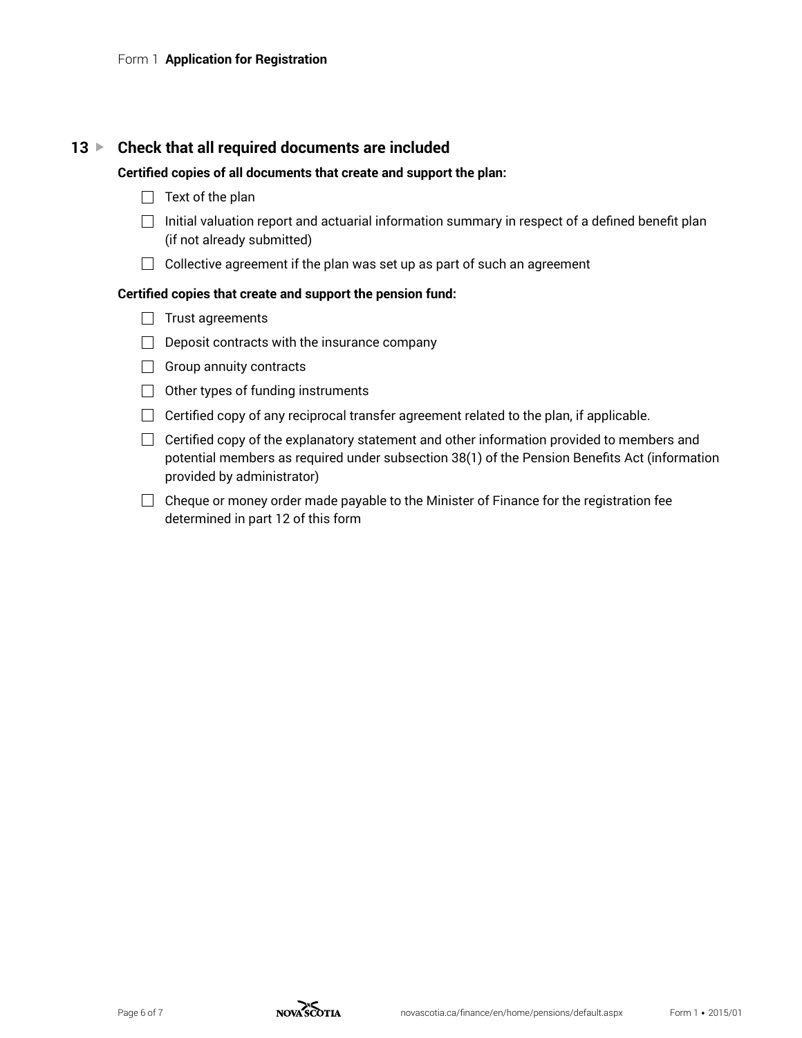## 13 ▸ Check that all required documents are included

**Certified copies of all documents that create and support the plan:**

- ☐ Text of the plan
- ☐ Initial valuation report and actuarial information summary in respect of a defined benefit plan (if not already submitted)
- ☐ Collective agreement if the plan was set up as part of such an agreement

**Certified copies that create and support the pension fund:**

- ☐ Trust agreements
- ☐ Deposit contracts with the insurance company
- ☐ Group annuity contracts
- ☐ Other types of funding instruments
- ☐ Certified copy of any reciprocal transfer agreement related to the plan, if applicable.
- ☐ Certified copy of the explanatory statement and other information provided to members and potential members as required under subsection 38(1) of the Pension Benefits Act (information provided by administrator)
- ☐ Cheque or money order made payable to the Minister of Finance for the registration fee determined in part 12 of this form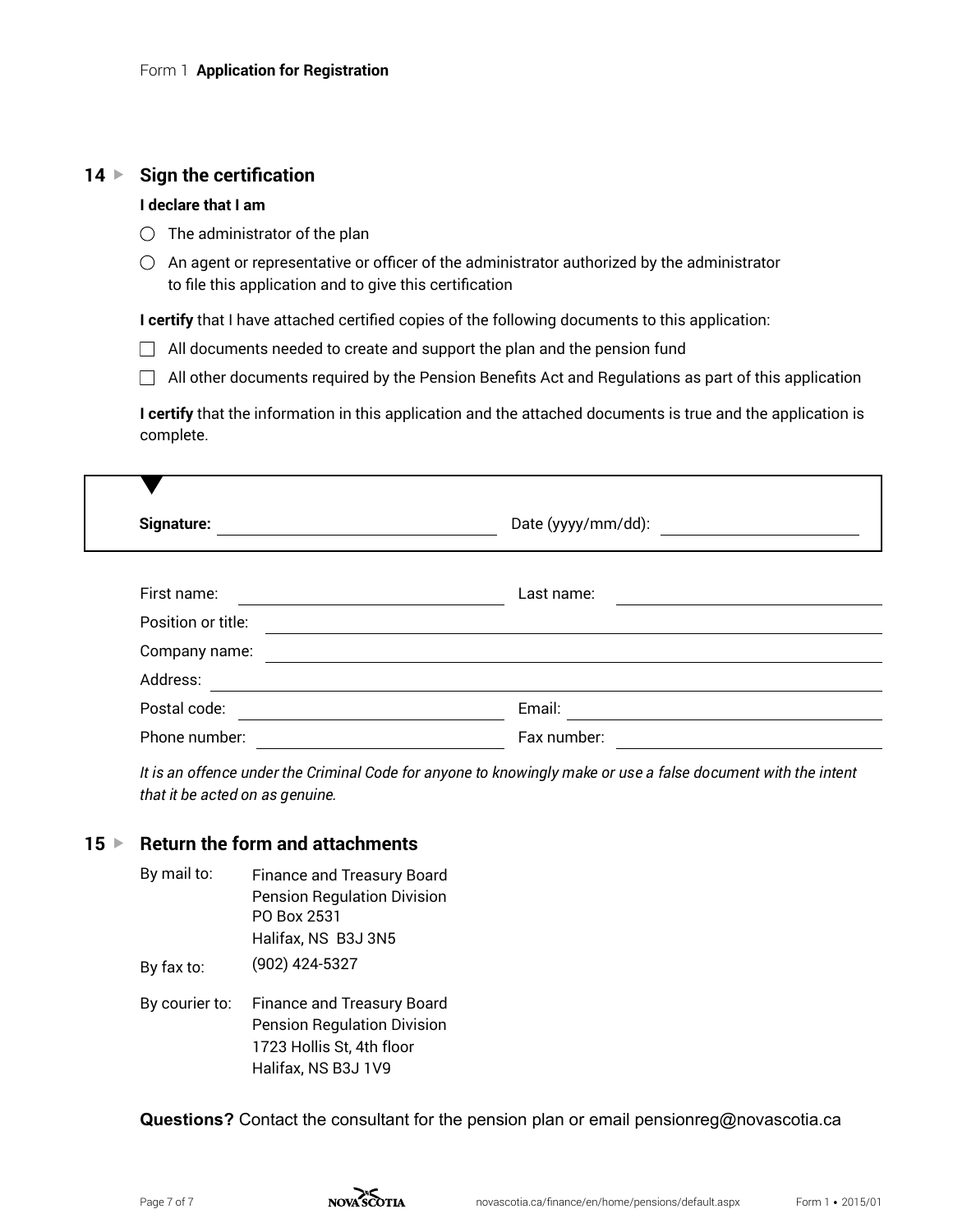## 14 ▶ Sign the certification

**I declare that I am**

- ◯ The administrator of the plan
- ◯ An agent or representative or officer of the administrator authorized by the administrator to file this application and to give this certification

**I certify** that I have attached certified copies of the following documents to this application:

- ☐ All documents needed to create and support the plan and the pension fund
- ☐ All other documents required by the Pension Benefits Act and Regulations as part of this application

**I certify** that the information in this application and the attached documents is true and the application is complete.

**Signature:** ______________________ Date (yyyy/mm/dd): ______________________

First name: ______________________ Last name: ______________________

Position or title: ______________________

Company name: ______________________

Address: ______________________

Postal code: ______________________ Email: ______________________

Phone number: ______________________ Fax number: ______________________

*It is an offence under the Criminal Code for anyone to knowingly make or use a false document with the intent that it be acted on as genuine.*

## 15 ▶ Return the form and attachments

By mail to:
Finance and Treasury Board
Pension Regulation Division
PO Box 2531
Halifax, NS B3J 3N5

By fax to:
(902) 424-5327

By courier to:
Finance and Treasury Board
Pension Regulation Division
1723 Hollis St, 4th floor
Halifax, NS B3J 1V9

**Questions?** Contact the consultant for the pension plan or email pensionreg@novascotia.ca